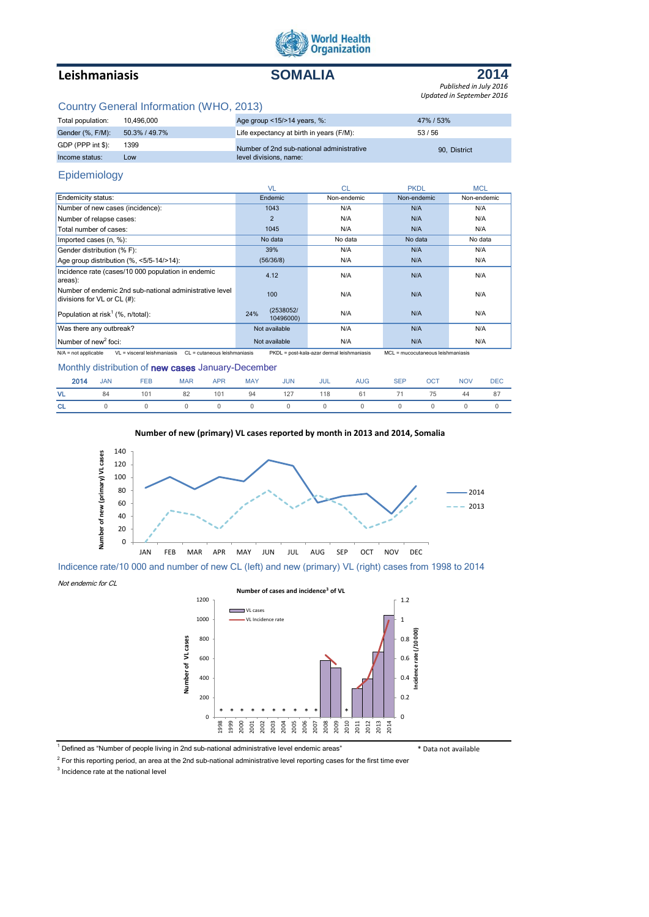World Health Organization

# Leishmaniasis — SOMALIA — 2014

*Published in July 2016*
*Updated in September 2016*

## Country General Information (WHO, 2013)

| Total population: | 10,496,000 | Age group <15/>14 years, %: | 47% / 53% |
|---|---|---|---|
| Gender (%, F/M): | 50.3% / 49.7% | Life expectancy at birth in years (F/M): | 53 / 56 |
| GDP (PPP int $): | 1399 | Number of 2nd sub-national administrative level divisions, name: | 90, District |
| Income status: | Low | | |

## Epidemiology

| | VL | CL | PKDL | MCL |
|---|---|---|---|---|
| Endemicity status: | Endemic | Non-endemic | Non-endemic | Non-endemic |
| Number of new cases (incidence): | 1043 | N/A | N/A | N/A |
| Number of relapse cases: | 2 | N/A | N/A | N/A |
| Total number of cases: | 1045 | N/A | N/A | N/A |
| Imported cases (n, %): | No data | No data | No data | No data |
| Gender distribution (% F): | 39% | N/A | N/A | N/A |
| Age group distribution (%, <5/5-14/>14): | (56/36/8) | N/A | N/A | N/A |
| Incidence rate (cases/10 000 population in endemic areas): | 4.12 | N/A | N/A | N/A |
| Number of endemic 2nd sub-national administrative level divisions for VL or CL (#): | 100 | N/A | N/A | N/A |
| Population at risk[1] (%, n/total): | 24% (2538052/ 10496000) | N/A | N/A | N/A |
| Was there any outbreak? | Not available | N/A | N/A | N/A |
| Number of new[2] foci: | Not available | N/A | N/A | N/A |

N/A = not applicable VL = visceral leishmaniasis CL = cutaneous leishmaniasis PKDL = post-kala-azar dermal leishmaniasis MCL = mucocutaneous leishmaniasis

## Monthly distribution of **new cases** January-December

| 2014 | JAN | FEB | MAR | APR | MAY | JUN | JUL | AUG | SEP | OCT | NOV | DEC |
|---|---|---|---|---|---|---|---|---|---|---|---|---|
| VL | 84 | 101 | 82 | 101 | 94 | 127 | 118 | 61 | 71 | 75 | 44 | 87 |
| CL | 0 | 0 | 0 | 0 | 0 | 0 | 0 | 0 | 0 | 0 | 0 | 0 |

**Number of new (primary) VL cases reported by month in 2013 and 2014, Somalia**

## Indicence rate/10 000 and number of new CL (left) and new (primary) VL (right) cases from 1998 to 2014

*Not endemic for CL*

**Number of cases and incidence[3] of VL**

[1] Defined as "Number of people living in 2nd sub-national administrative level endemic areas"

[2] For this reporting period, an area at the 2nd sub-national administrative level reporting cases for the first time ever

[3] Incidence rate at the national level

* Data not available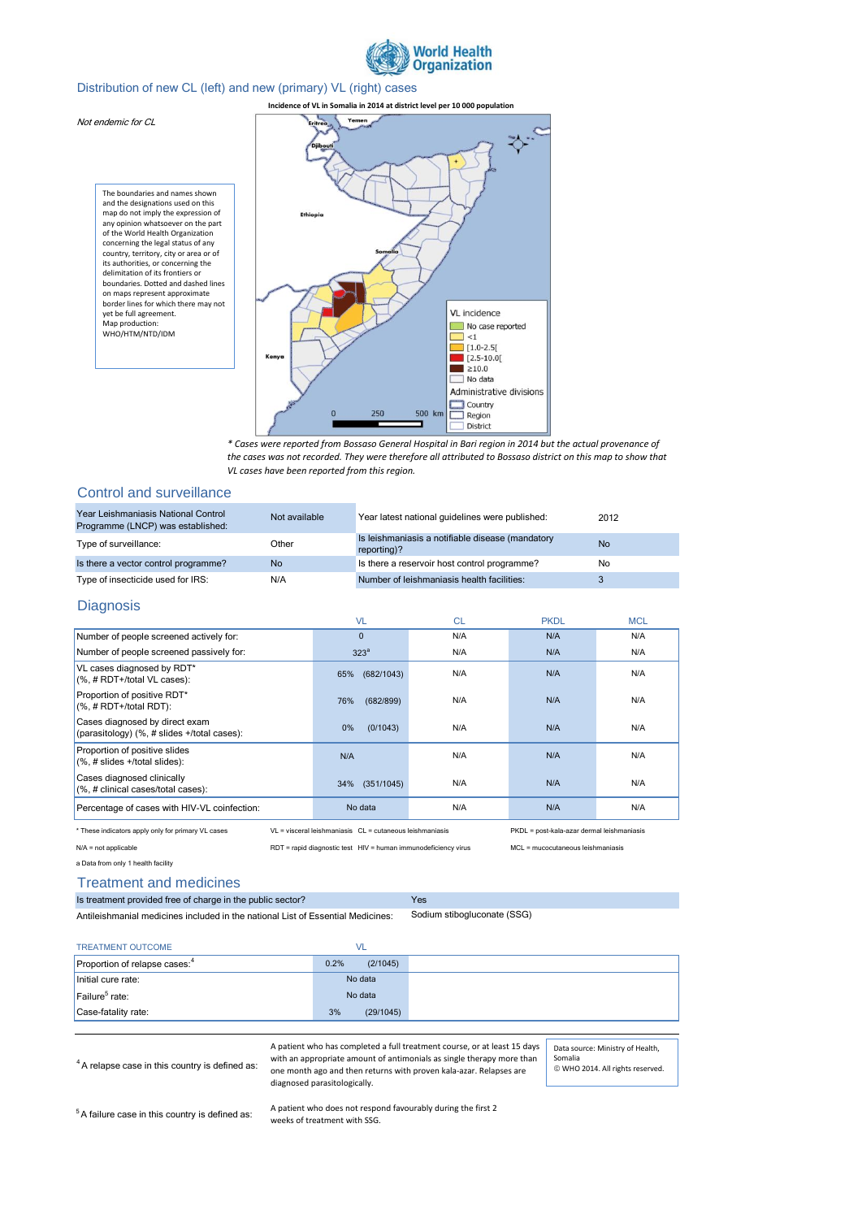## Distribution of new CL (left) and new (primary) VL (right) cases

*Not endemic for CL*

Incidence of VL in Somalia in 2014 at district level per 10 000 population

The boundaries and names shown and the designations used on this map do not imply the expression of any opinion whatsoever on the part of the World Health Organization concerning the legal status of any country, territory, city or area or of its authorities, or concerning the delimitation of its frontiers or boundaries. Dotted and dashed lines on maps represent approximate border lines for which there may not yet be full agreement.
Map production: WHO/HTM/NTD/IDM

Eritrea
Yemen
Djibouti
Ethiopia
Somalia
Kenya

VL incidence
No case reported
<1
[1.0-2.5[
[2.5-10.0[
≥10.0
No data

Administrative divisions
Country
Region
District

0 250 500 km

*\* Cases were reported from Bossaso General Hospital in Bari region in 2014 but the actual provenance of the cases was not recorded. They were therefore all attributed to Bossaso district on this map to show that VL cases have been reported from this region.*

## Control and surveillance

| | | | |
|---|---|---|---|
| Year Leishmaniasis National Control Programme (LNCP) was established: | Not available | Year latest national guidelines were published: | 2012 |
| Type of surveillance: | Other | Is leishmaniasis a notifiable disease (mandatory reporting)? | No |
| Is there a vector control programme? | No | Is there a reservoir host control programme? | No |
| Type of insecticide used for IRS: | N/A | Number of leishmaniasis health facilities: | 3 |

## Diagnosis

| | VL | CL | PKDL | MCL |
|---|---|---|---|---|
| Number of people screened actively for: | 0 | N/A | N/A | N/A |
| Number of people screened passively for: | 323[a] | N/A | N/A | N/A |
| VL cases diagnosed by RDT* (%, # RDT+/total VL cases): | 65% (682/1043) | N/A | N/A | N/A |
| Proportion of positive RDT* (%, # RDT+/total RDT): | 76% (682/899) | N/A | N/A | N/A |
| Cases diagnosed by direct exam (parasitology) (%, # slides +/total cases): | 0% (0/1043) | N/A | N/A | N/A |
| Proportion of positive slides (%, # slides +/total slides): | N/A | N/A | N/A | N/A |
| Cases diagnosed clinically (%, # clinical cases/total cases): | 34% (351/1045) | N/A | N/A | N/A |
| Percentage of cases with HIV-VL coinfection: | No data | N/A | N/A | N/A |

\* These indicators apply only for primary VL cases   VL = visceral leishmaniasis   CL = cutaneous leishmaniasis   PKDL = post-kala-azar dermal leishmaniasis

N/A = not applicable   RDT = rapid diagnostic test   HIV = human immunodeficiency virus   MCL = mucocutaneous leishmaniasis

a Data from only 1 health facility

## Treatment and medicines

| | |
|---|---|
| Is treatment provided free of charge in the public sector? | Yes |
| Antileishmanial medicines included in the national List of Essential Medicines: | Sodium stibogluconate (SSG) |

| TREATMENT OUTCOME | VL |
|---|---|
| Proportion of relapse cases:[4] | 0.2% (2/1045) |
| Initial cure rate: | No data |
| Failure[5] rate: | No data |
| Case-fatality rate: | 3% (29/1045) |

[4] A relapse case in this country is defined as: A patient who has completed a full treatment course, or at least 15 days with an appropriate amount of antimonials as single therapy more than one month ago and then returns with proven kala-azar. Relapses are diagnosed parasitologically.

[5] A failure case in this country is defined as: A patient who does not respond favourably during the first 2 weeks of treatment with SSG.

Data source: Ministry of Health, Somalia
© WHO 2014. All rights reserved.